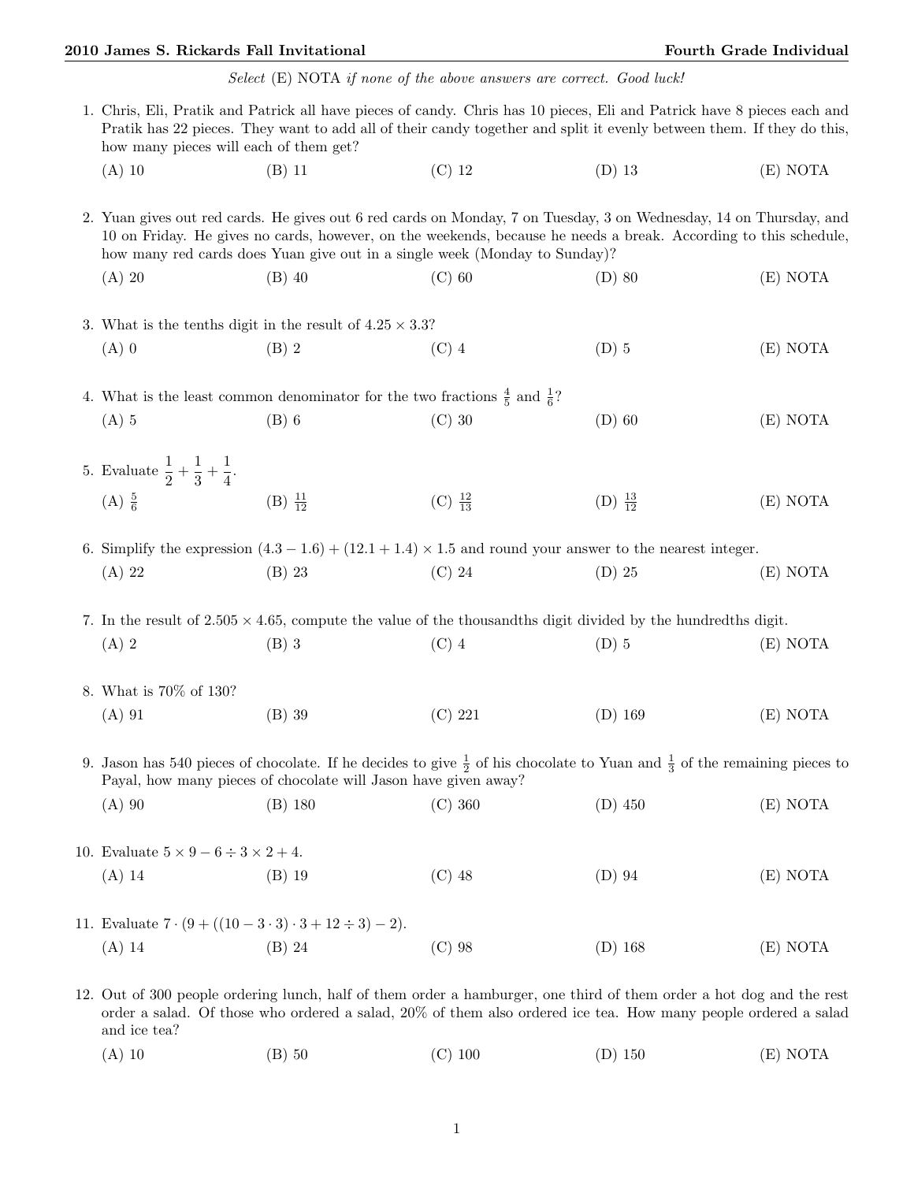*Select* (E) NOTA *if none of the above answers are correct. Good luck!*

1. Chris, Eli, Pratik and Patrick all have pieces of candy. Chris has 10 pieces, Eli and Patrick have 8 pieces each and Pratik has 22 pieces. They want to add all of their candy together and split it evenly between them. If they do this, how many pieces will each of them get?

   (A) 10 (B) 11 (C) 12 (D) 13 (E) NOTA

2. Yuan gives out red cards. He gives out 6 red cards on Monday, 7 on Tuesday, 3 on Wednesday, 14 on Thursday, and 10 on Friday. He gives no cards, however, on the weekends, because he needs a break. According to this schedule, how many red cards does Yuan give out in a single week (Monday to Sunday)?

   (A) 20 (B) 40 (C) 60 (D) 80 (E) NOTA

3. What is the tenths digit in the result of $4.25 \times 3.3$?

   (A) 0 (B) 2 (C) 4 (D) 5 (E) NOTA

4. What is the least common denominator for the two fractions $\frac{4}{5}$ and $\frac{1}{6}$?

   (A) 5 (B) 6 (C) 30 (D) 60 (E) NOTA

5. Evaluate $\dfrac{1}{2} + \dfrac{1}{3} + \dfrac{1}{4}$.

   (A) $\frac{5}{6}$ (B) $\frac{11}{12}$ (C) $\frac{12}{13}$ (D) $\frac{13}{12}$ (E) NOTA

6. Simplify the expression $(4.3 - 1.6) + (12.1 + 1.4) \times 1.5$ and round your answer to the nearest integer.

   (A) 22 (B) 23 (C) 24 (D) 25 (E) NOTA

7. In the result of $2.505 \times 4.65$, compute the value of the thousandths digit divided by the hundredths digit.

   (A) 2 (B) 3 (C) 4 (D) 5 (E) NOTA

8. What is 70% of 130?

   (A) 91 (B) 39 (C) 221 (D) 169 (E) NOTA

9. Jason has 540 pieces of chocolate. If he decides to give $\frac{1}{2}$ of his chocolate to Yuan and $\frac{1}{3}$ of the remaining pieces to Payal, how many pieces of chocolate will Jason have given away?

   (A) 90 (B) 180 (C) 360 (D) 450 (E) NOTA

10. Evaluate $5 \times 9 - 6 \div 3 \times 2 + 4$.

    (A) 14 (B) 19 (C) 48 (D) 94 (E) NOTA

11. Evaluate $7 \cdot (9 + ((10 - 3 \cdot 3) \cdot 3 + 12 \div 3) - 2)$.

    (A) 14 (B) 24 (C) 98 (D) 168 (E) NOTA

12. Out of 300 people ordering lunch, half of them order a hamburger, one third of them order a hot dog and the rest order a salad. Of those who ordered a salad, 20% of them also ordered ice tea. How many people ordered a salad and ice tea?

    (A) 10 (B) 50 (C) 100 (D) 150 (E) NOTA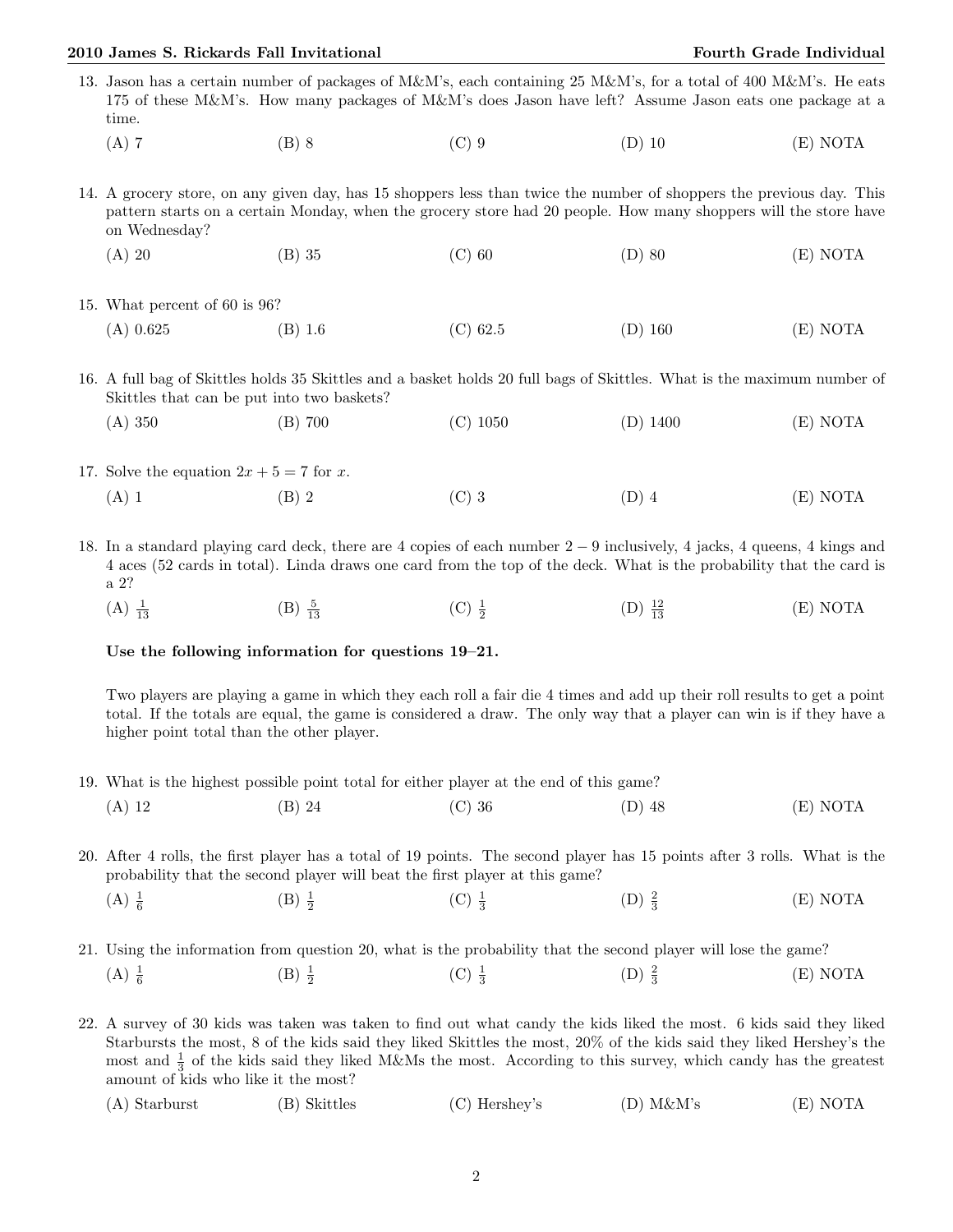13. Jason has a certain number of packages of M&M's, each containing 25 M&M's, for a total of 400 M&M's. He eats 175 of these M&M's. How many packages of M&M's does Jason have left? Assume Jason eats one package at a time.

    (A) 7 (B) 8 (C) 9 (D) 10 (E) NOTA

14. A grocery store, on any given day, has 15 shoppers less than twice the number of shoppers the previous day. This pattern starts on a certain Monday, when the grocery store had 20 people. How many shoppers will the store have on Wednesday?

    (A) 20 (B) 35 (C) 60 (D) 80 (E) NOTA

15. What percent of 60 is 96?

    (A) 0.625 (B) 1.6 (C) 62.5 (D) 160 (E) NOTA

16. A full bag of Skittles holds 35 Skittles and a basket holds 20 full bags of Skittles. What is the maximum number of Skittles that can be put into two baskets?

    (A) 350 (B) 700 (C) 1050 (D) 1400 (E) NOTA

17. Solve the equation $2x + 5 = 7$ for $x$.

    (A) 1 (B) 2 (C) 3 (D) 4 (E) NOTA

18. In a standard playing card deck, there are 4 copies of each number $2 - 9$ inclusively, 4 jacks, 4 queens, 4 kings and 4 aces (52 cards in total). Linda draws one card from the top of the deck. What is the probability that the card is a 2?

    (A) $\frac{1}{13}$ (B) $\frac{5}{13}$ (C) $\frac{1}{2}$ (D) $\frac{12}{13}$ (E) NOTA

**Use the following information for questions 19–21.**

Two players are playing a game in which they each roll a fair die 4 times and add up their roll results to get a point total. If the totals are equal, the game is considered a draw. The only way that a player can win is if they have a higher point total than the other player.

19. What is the highest possible point total for either player at the end of this game?

    (A) 12 (B) 24 (C) 36 (D) 48 (E) NOTA

20. After 4 rolls, the first player has a total of 19 points. The second player has 15 points after 3 rolls. What is the probability that the second player will beat the first player at this game?

    (A) $\frac{1}{6}$ (B) $\frac{1}{2}$ (C) $\frac{1}{3}$ (D) $\frac{2}{3}$ (E) NOTA

21. Using the information from question 20, what is the probability that the second player will lose the game?

    (A) $\frac{1}{6}$ (B) $\frac{1}{2}$ (C) $\frac{1}{3}$ (D) $\frac{2}{3}$ (E) NOTA

22. A survey of 30 kids was taken was taken to find out what candy the kids liked the most. 6 kids said they liked Starbursts the most, 8 of the kids said they liked Skittles the most, 20% of the kids said they liked Hershey's the most and $\frac{1}{3}$ of the kids said they liked M&Ms the most. According to this survey, which candy has the greatest amount of kids who like it the most?

    (A) Starburst (B) Skittles (C) Hershey's (D) M&M's (E) NOTA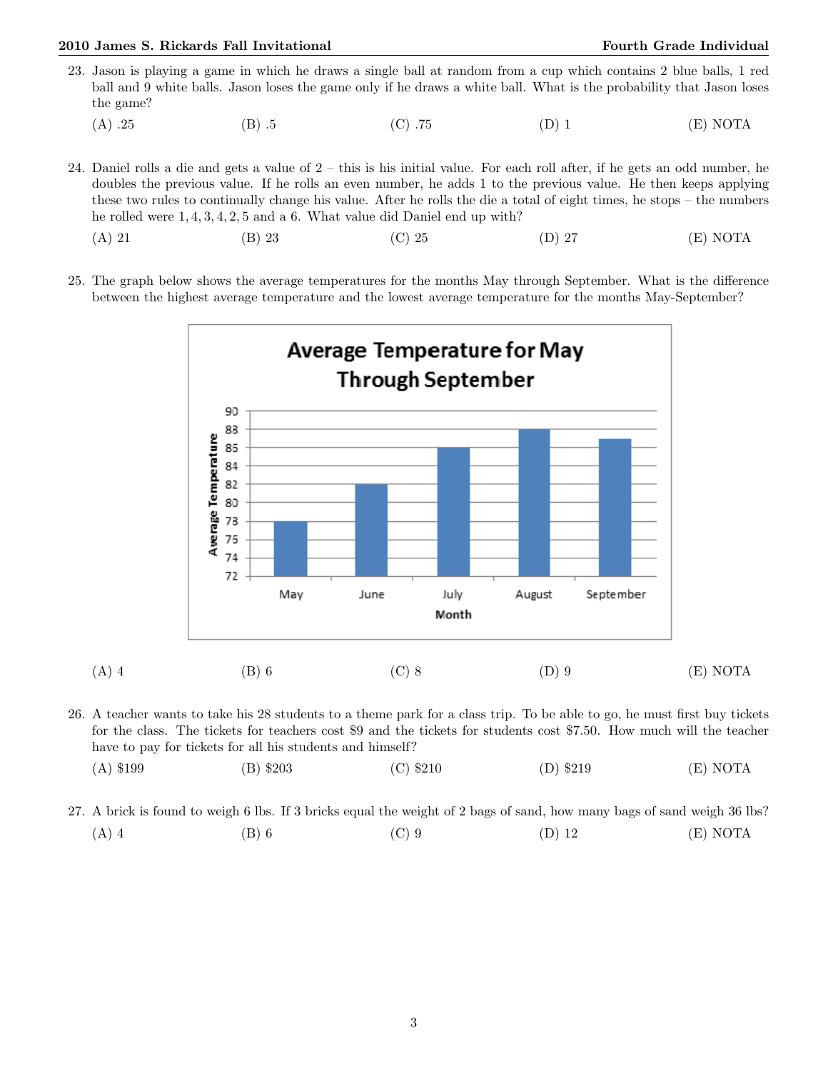23. Jason is playing a game in which he draws a single ball at random from a cup which contains 2 blue balls, 1 red ball and 9 white balls. Jason loses the game only if he draws a white ball. What is the probability that Jason loses the game?

(A) .25 (B) .5 (C) .75 (D) 1 (E) NOTA

24. Daniel rolls a die and gets a value of 2 – this is his initial value. For each roll after, if he gets an odd number, he doubles the previous value. If he rolls an even number, he adds 1 to the previous value. He then keeps applying these two rules to continually change his value. After he rolls the die a total of eight times, he stops – the numbers he rolled were $1, 4, 3, 4, 2, 5$ and a 6. What value did Daniel end up with?

(A) 21 (B) 23 (C) 25 (D) 27 (E) NOTA

25. The graph below shows the average temperatures for the months May through September. What is the difference between the highest average temperature and the lowest average temperature for the months May-September?

**Average Temperature for May Through September**

| Month | Average Temperature |
|---|---|
| May | 78 |
| June | 82 |
| July | 85 |
| August | 88 |
| September | 87 |

(A) 4 (B) 6 (C) 8 (D) 9 (E) NOTA

26. A teacher wants to take his 28 students to a theme park for a class trip. To be able to go, he must first buy tickets for the class. The tickets for teachers cost \$9 and the tickets for students cost \$7.50. How much will the teacher have to pay for tickets for all his students and himself?

(A) \$199 (B) \$203 (C) \$210 (D) \$219 (E) NOTA

27. A brick is found to weigh 6 lbs. If 3 bricks equal the weight of 2 bags of sand, how many bags of sand weigh 36 lbs?

(A) 4 (B) 6 (C) 9 (D) 12 (E) NOTA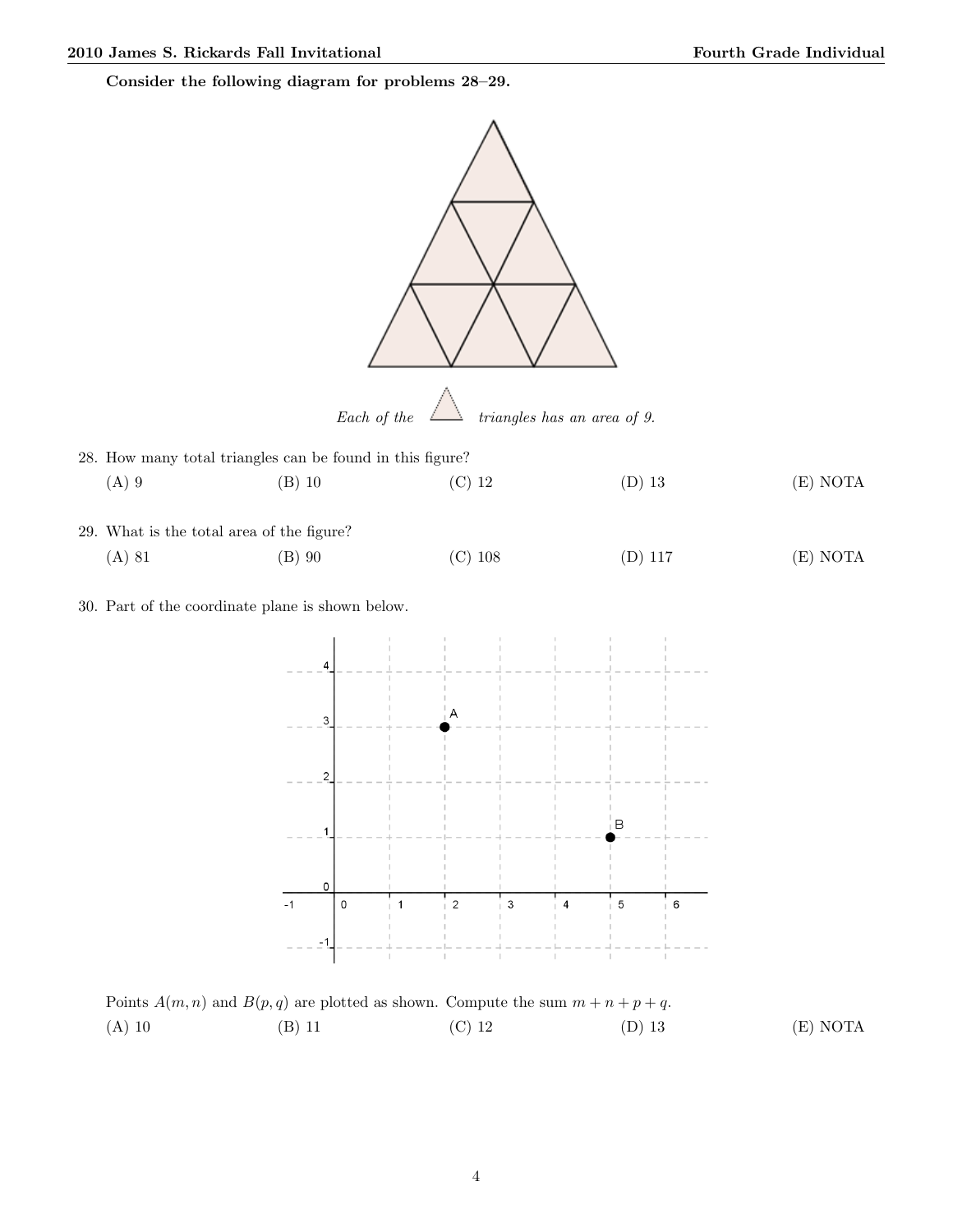**Consider the following diagram for problems 28–29.**

*Each of the* [triangle] *triangles has an area of 9.*

28. How many total triangles can be found in this figure?

(A) 9 (B) 10 (C) 12 (D) 13 (E) NOTA

29. What is the total area of the figure?

(A) 81 (B) 90 (C) 108 (D) 117 (E) NOTA

30. Part of the coordinate plane is shown below.

4
3
2
1
0
-1
A
B
-1 0 1 2 3 4 5 6

Points $A(m, n)$ and $B(p, q)$ are plotted as shown. Compute the sum $m + n + p + q$.

(A) 10 (B) 11 (C) 12 (D) 13 (E) NOTA